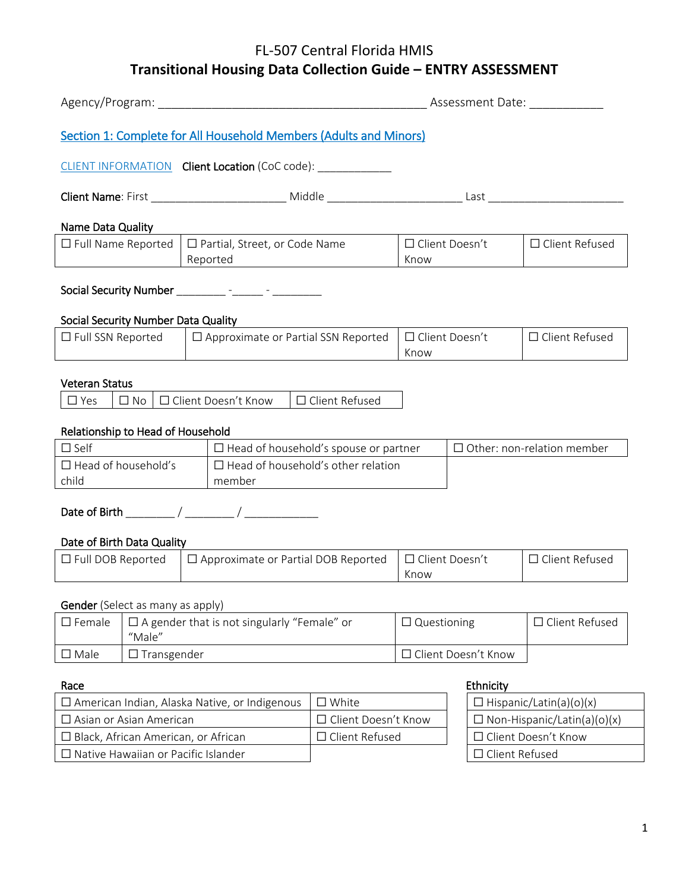# FL-507 Central Florida HMIS

## Transitional Housing Data Collection Guide – ENTRY ASSESSMENT

Agency/Program: ___________________________________________ Assessment Date: ___________

### Section 1: Complete for All Household Members (Adults and Minors)

CLIENT INFORMATION **Client Location** (CoC code): ____________

**Client Name**: First _____________________ Middle _____________________ Last _____________________

**Name Data Quality**

| ☐ Full Name Reported | ☐ Partial, Street, or Code Name Reported | ☐ Client Doesn't Know | ☐ Client Refused |
|---|---|---|---|

**Social Security Number** ________ -_____ - ________

**Social Security Number Data Quality**

| ☐ Full SSN Reported | ☐ Approximate or Partial SSN Reported | ☐ Client Doesn't Know | ☐ Client Refused |
|---|---|---|---|

**Veteran Status**

| ☐ Yes | ☐ No | ☐ Client Doesn't Know | ☐ Client Refused |
|---|---|---|---|

**Relationship to Head of Household**

| ☐ Self | ☐ Head of household's spouse or partner | ☐ Other: non-relation member |
|---|---|---|
| ☐ Head of household's child | ☐ Head of household's other relation member | |

**Date of Birth** ________ / ________ / ____________

**Date of Birth Data Quality**

| ☐ Full DOB Reported | ☐ Approximate or Partial DOB Reported | ☐ Client Doesn't Know | ☐ Client Refused |
|---|---|---|---|

**Gender** (Select as many as apply)

| ☐ Female | ☐ A gender that is not singularly "Female" or "Male" | ☐ Questioning | ☐ Client Refused |
|---|---|---|---|
| ☐ Male | ☐ Transgender | ☐ Client Doesn't Know | |

**Race**

| ☐ American Indian, Alaska Native, or Indigenous | ☐ White |
|---|---|
| ☐ Asian or Asian American | ☐ Client Doesn't Know |
| ☐ Black, African American, or African | ☐ Client Refused |
| ☐ Native Hawaiian or Pacific Islander | |

**Ethnicity**

| ☐ Hispanic/Latin(a)(o)(x) |
|---|
| ☐ Non-Hispanic/Latin(a)(o)(x) |
| ☐ Client Doesn't Know |
| ☐ Client Refused |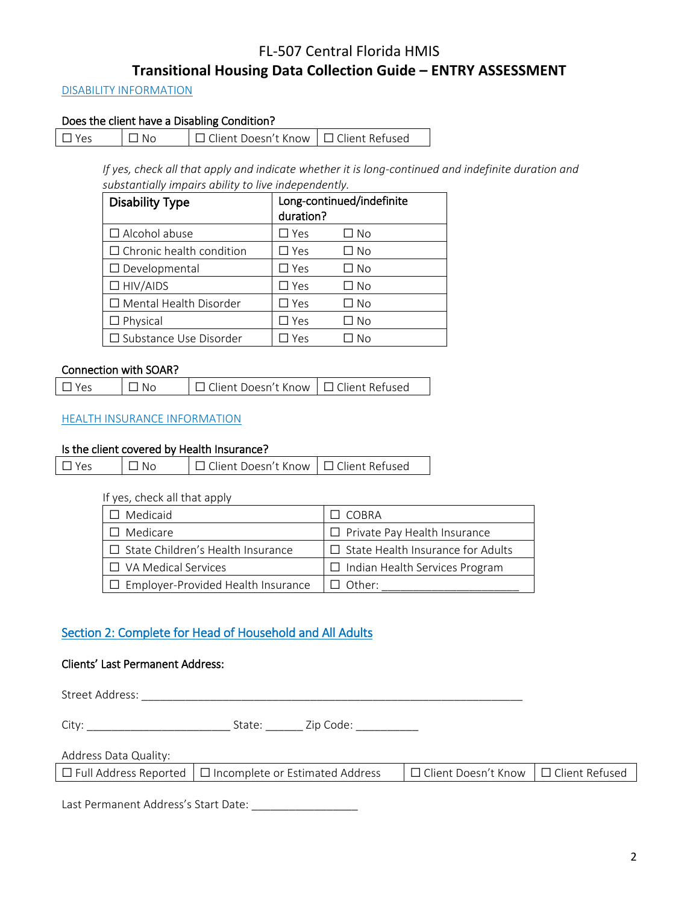# FL-507 Central Florida HMIS

## Transitional Housing Data Collection Guide – ENTRY ASSESSMENT

DISABILITY INFORMATION

**Does the client have a Disabling Condition?**

| ☐ Yes | ☐ No | ☐ Client Doesn't Know | ☐ Client Refused |
|---|---|---|---|

*If yes, check all that apply and indicate whether it is long-continued and indefinite duration and substantially impairs ability to live independently.*

| Disability Type | Long-continued/indefinite duration? |
|---|---|
| ☐ Alcohol abuse | ☐ Yes ☐ No |
| ☐ Chronic health condition | ☐ Yes ☐ No |
| ☐ Developmental | ☐ Yes ☐ No |
| ☐ HIV/AIDS | ☐ Yes ☐ No |
| ☐ Mental Health Disorder | ☐ Yes ☐ No |
| ☐ Physical | ☐ Yes ☐ No |
| ☐ Substance Use Disorder | ☐ Yes ☐ No |

**Connection with SOAR?**

| ☐ Yes | ☐ No | ☐ Client Doesn't Know | ☐ Client Refused |
|---|---|---|---|

HEALTH INSURANCE INFORMATION

**Is the client covered by Health Insurance?**

| ☐ Yes | ☐ No | ☐ Client Doesn't Know | ☐ Client Refused |
|---|---|---|---|

If yes, check all that apply

| ☐ Medicaid | ☐ COBRA |
|---|---|
| ☐ Medicare | ☐ Private Pay Health Insurance |
| ☐ State Children's Health Insurance | ☐ State Health Insurance for Adults |
| ☐ VA Medical Services | ☐ Indian Health Services Program |
| ☐ Employer-Provided Health Insurance | ☐ Other: ______________________ |

## Section 2: Complete for Head of Household and All Adults

**Clients' Last Permanent Address:**

Street Address: ________________________________________________________________

City: ________________________ State: ______ Zip Code: __________

Address Data Quality:

| ☐ Full Address Reported | ☐ Incomplete or Estimated Address | ☐ Client Doesn't Know | ☐ Client Refused |
|---|---|---|---|

Last Permanent Address's Start Date: _________________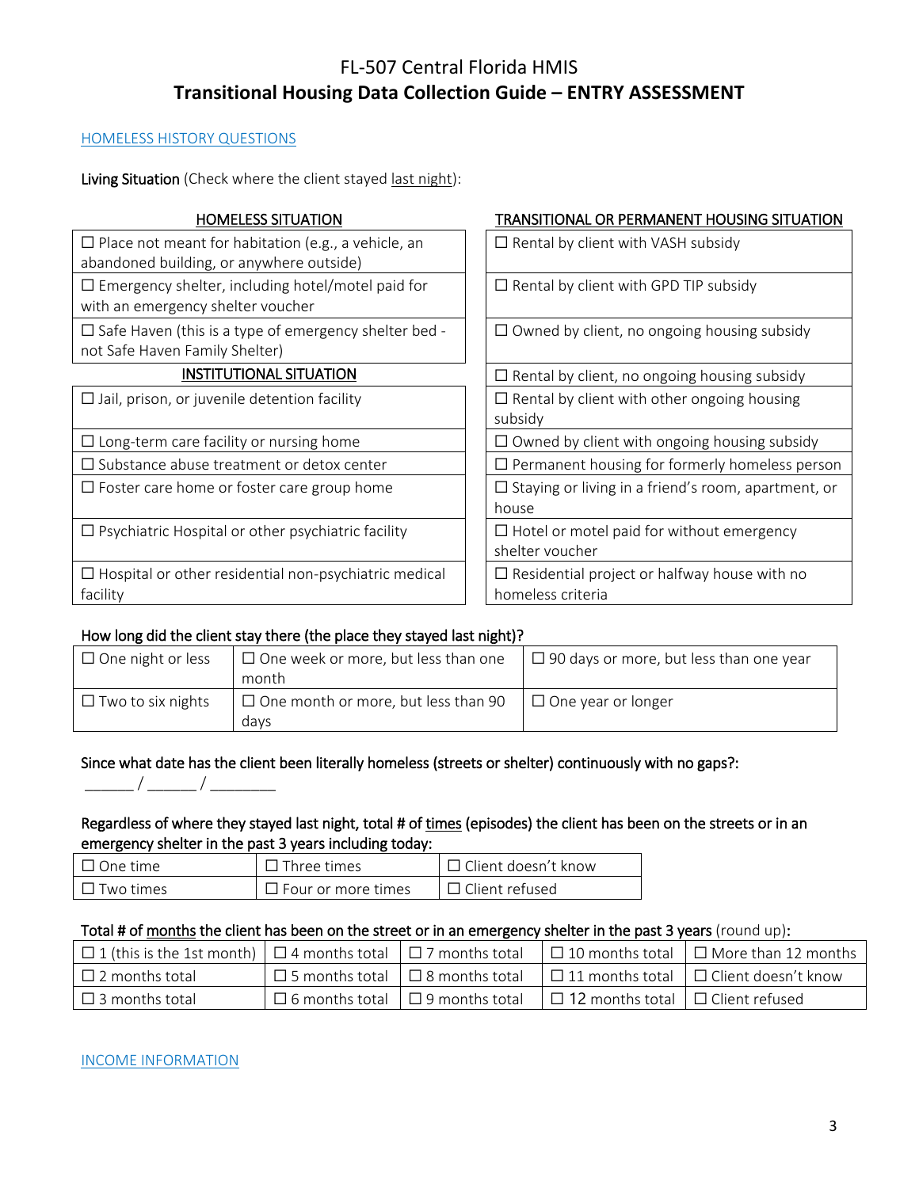# FL-507 Central Florida HMIS
## Transitional Housing Data Collection Guide – ENTRY ASSESSMENT

HOMELESS HISTORY QUESTIONS

Living Situation (Check where the client stayed last night):

| HOMELESS SITUATION | TRANSITIONAL OR PERMANENT HOUSING SITUATION |
|---|---|
| ☐ Place not meant for habitation (e.g., a vehicle, an abandoned building, or anywhere outside) | ☐ Rental by client with VASH subsidy |
| ☐ Emergency shelter, including hotel/motel paid for with an emergency shelter voucher | ☐ Rental by client with GPD TIP subsidy |
| ☐ Safe Haven (this is a type of emergency shelter bed - not Safe Haven Family Shelter) | ☐ Owned by client, no ongoing housing subsidy |
| **INSTITUTIONAL SITUATION** | ☐ Rental by client, no ongoing housing subsidy |
| ☐ Jail, prison, or juvenile detention facility | ☐ Rental by client with other ongoing housing subsidy |
| ☐ Long-term care facility or nursing home | ☐ Owned by client with ongoing housing subsidy |
| ☐ Substance abuse treatment or detox center | ☐ Permanent housing for formerly homeless person |
| ☐ Foster care home or foster care group home | ☐ Staying or living in a friend's room, apartment, or house |
| ☐ Psychiatric Hospital or other psychiatric facility | ☐ Hotel or motel paid for without emergency shelter voucher |
| ☐ Hospital or other residential non-psychiatric medical facility | ☐ Residential project or halfway house with no homeless criteria |

How long did the client stay there (the place they stayed last night)?

| | | |
|---|---|---|
| ☐ One night or less | ☐ One week or more, but less than one month | ☐ 90 days or more, but less than one year |
| ☐ Two to six nights | ☐ One month or more, but less than 90 days | ☐ One year or longer |

Since what date has the client been literally homeless (streets or shelter) continuously with no gaps?:

______ / ______ / ________

Regardless of where they stayed last night, total # of times (episodes) the client has been on the streets or in an emergency shelter in the past 3 years including today:

| | | |
|---|---|---|
| ☐ One time | ☐ Three times | ☐ Client doesn't know |
| ☐ Two times | ☐ Four or more times | ☐ Client refused |

Total # of months the client has been on the street or in an emergency shelter in the past 3 years (round up):

| | | | | |
|---|---|---|---|---|
| ☐ 1 (this is the 1st month) | ☐ 4 months total | ☐ 7 months total | ☐ 10 months total | ☐ More than 12 months |
| ☐ 2 months total | ☐ 5 months total | ☐ 8 months total | ☐ 11 months total | ☐ Client doesn't know |
| ☐ 3 months total | ☐ 6 months total | ☐ 9 months total | ☐ 12 months total | ☐ Client refused |

INCOME INFORMATION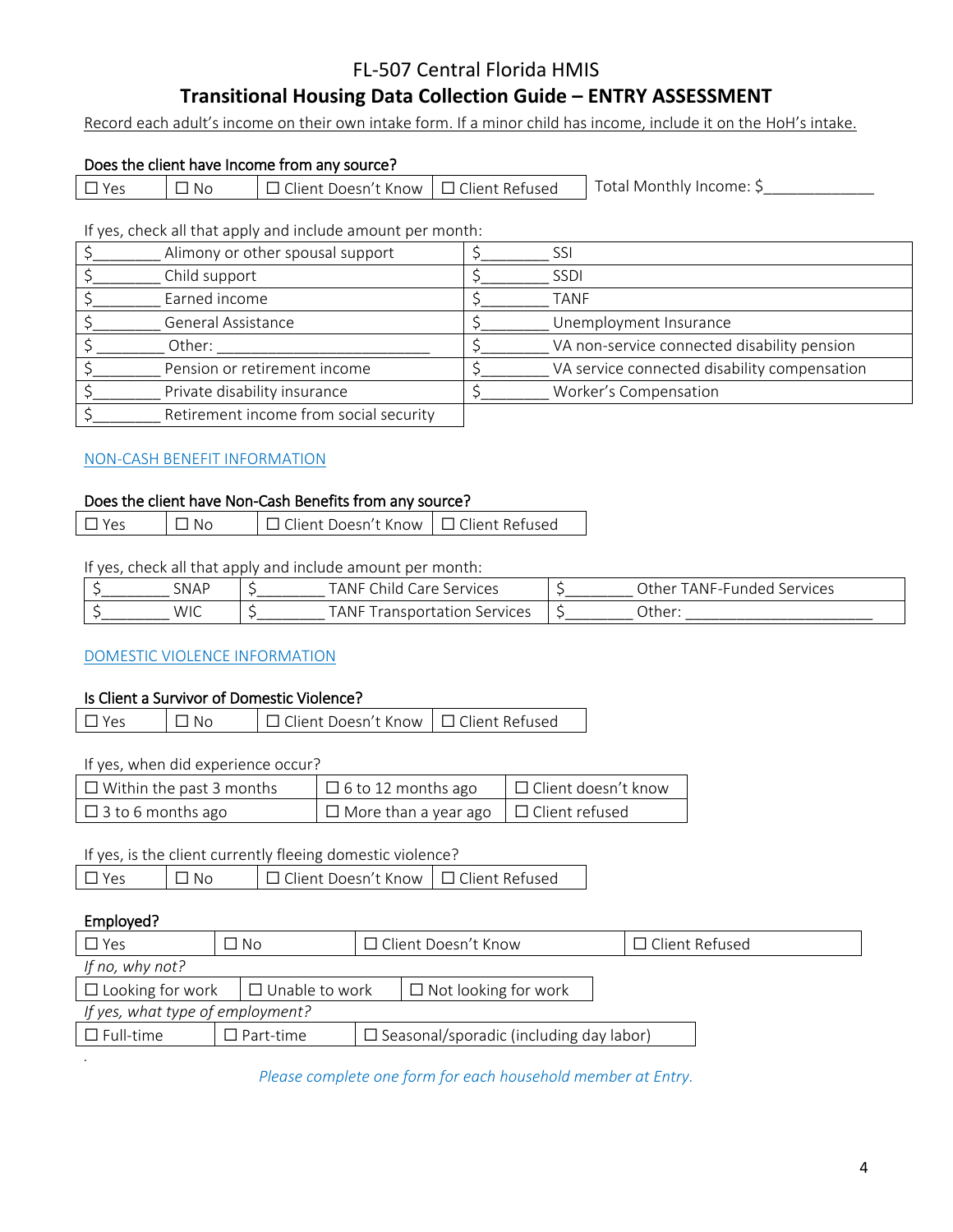# FL-507 Central Florida HMIS

## Transitional Housing Data Collection Guide – ENTRY ASSESSMENT

Record each adult's income on their own intake form. If a minor child has income, include it on the HoH's intake.

**Does the client have Income from any source?**

| | | | |
|---|---|---|---|
| ☐ Yes | ☐ No | ☐ Client Doesn't Know | ☐ Client Refused |

Total Monthly Income: $_____________

If yes, check all that apply and include amount per month:

| | |
|---|---|
| $________ Alimony or other spousal support | $________ SSI |
| $________ Child support | $________ SSDI |
| $________ Earned income | $________ TANF |
| $________ General Assistance | $________ Unemployment Insurance |
| $ ________ Other: __________________________ | $________ VA non-service connected disability pension |
| $________ Pension or retirement income | $________ VA service connected disability compensation |
| $________ Private disability insurance | $________ Worker's Compensation |
| $________ Retirement income from social security | |

NON-CASH BENEFIT INFORMATION

**Does the client have Non-Cash Benefits from any source?**

| | | | |
|---|---|---|---|
| ☐ Yes | ☐ No | ☐ Client Doesn't Know | ☐ Client Refused |

If yes, check all that apply and include amount per month:

| | | |
|---|---|---|
| $________ SNAP | $________ TANF Child Care Services | $________ Other TANF-Funded Services |
| $________ WIC | $________ TANF Transportation Services | $________ Other: ______________________ |

DOMESTIC VIOLENCE INFORMATION

**Is Client a Survivor of Domestic Violence?**

| | | | |
|---|---|---|---|
| ☐ Yes | ☐ No | ☐ Client Doesn't Know | ☐ Client Refused |

If yes, when did experience occur?

| | | |
|---|---|---|
| ☐ Within the past 3 months | ☐ 6 to 12 months ago | ☐ Client doesn't know |
| ☐ 3 to 6 months ago | ☐ More than a year ago | ☐ Client refused |

If yes, is the client currently fleeing domestic violence?

| | | | |
|---|---|---|---|
| ☐ Yes | ☐ No | ☐ Client Doesn't Know | ☐ Client Refused |

**Employed?**

| | | | |
|---|---|---|---|
| ☐ Yes | ☐ No | ☐ Client Doesn't Know | ☐ Client Refused |
| *If no, why not?* | | | |
| ☐ Looking for work | ☐ Unable to work | ☐ Not looking for work | |
| *If yes, what type of employment?* | | | |
| ☐ Full-time | ☐ Part-time | ☐ Seasonal/sporadic (including day labor) | |

*Please complete one form for each household member at Entry.*